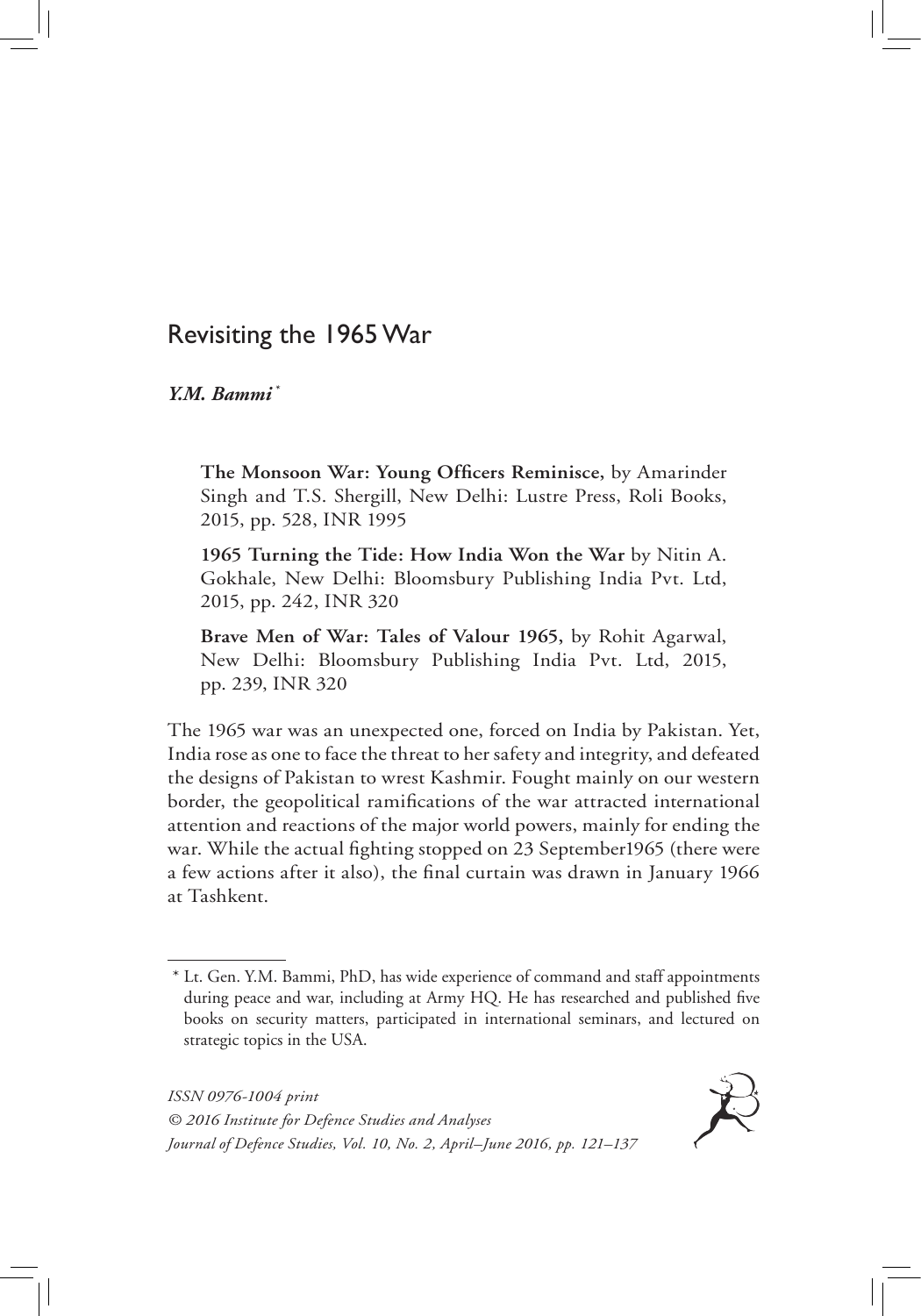# Revisiting the 1965 War

***Y.M. Bammi*** *

**The Monsoon War: Young Officers Reminisce,** by Amarinder Singh and T.S. Shergill, New Delhi: Lustre Press, Roli Books, 2015, pp. 528, INR 1995

**1965 Turning the Tide: How India Won the War** by Nitin A. Gokhale, New Delhi: Bloomsbury Publishing India Pvt. Ltd, 2015, pp. 242, INR 320

**Brave Men of War: Tales of Valour 1965,** by Rohit Agarwal, New Delhi: Bloomsbury Publishing India Pvt. Ltd, 2015, pp. 239, INR 320

The 1965 war was an unexpected one, forced on India by Pakistan. Yet, India rose as one to face the threat to her safety and integrity, and defeated the designs of Pakistan to wrest Kashmir. Fought mainly on our western border, the geopolitical ramifications of the war attracted international attention and reactions of the major world powers, mainly for ending the war. While the actual fighting stopped on 23 September1965 (there were a few actions after it also), the final curtain was drawn in January 1966 at Tashkent.

---

\* Lt. Gen. Y.M. Bammi, PhD, has wide experience of command and staff appointments during peace and war, including at Army HQ. He has researched and published five books on security matters, participated in international seminars, and lectured on strategic topics in the USA.

*ISSN 0976-1004 print*
*© 2016 Institute for Defence Studies and Analyses*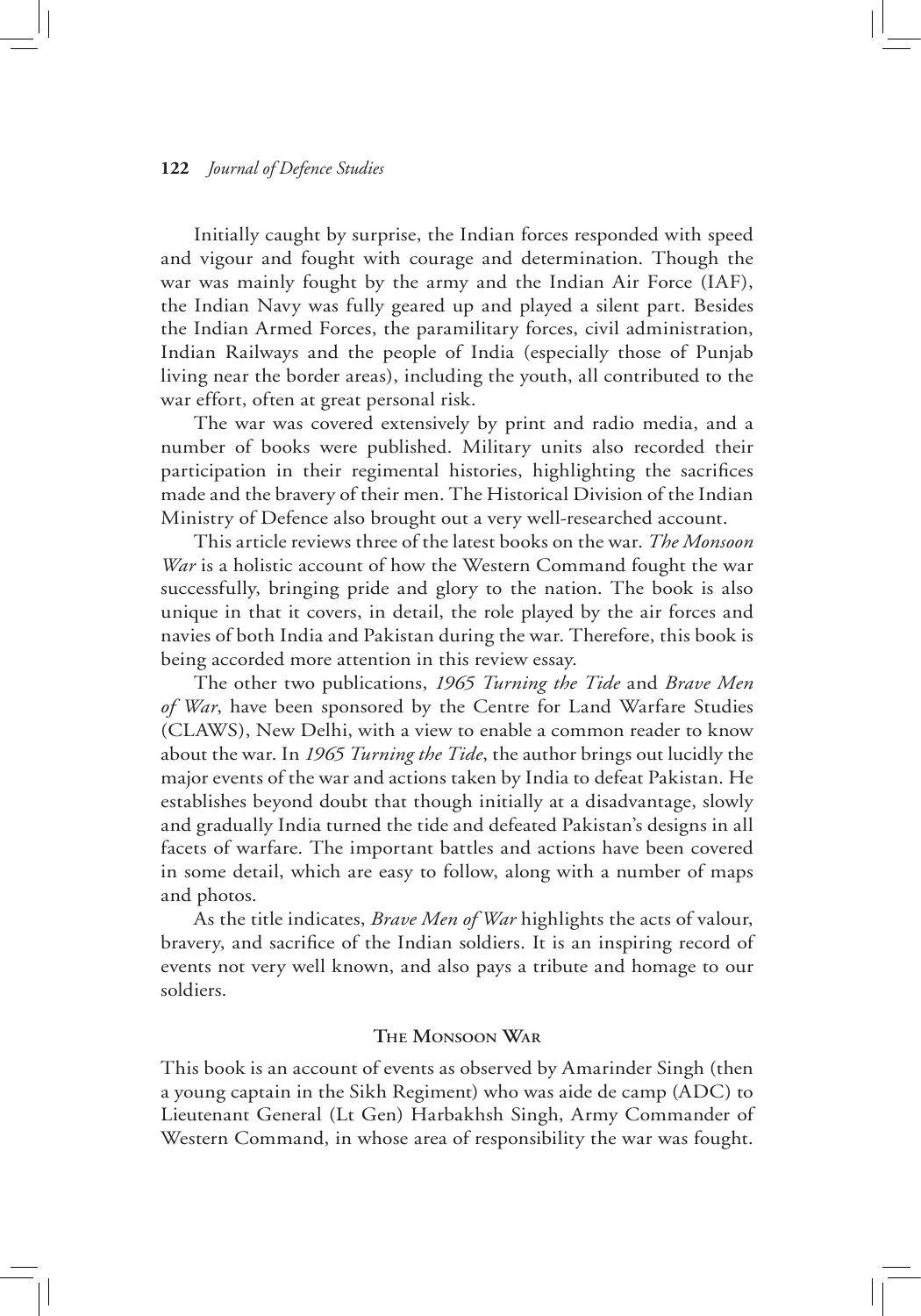Initially caught by surprise, the Indian forces responded with speed and vigour and fought with courage and determination. Though the war was mainly fought by the army and the Indian Air Force (IAF), the Indian Navy was fully geared up and played a silent part. Besides the Indian Armed Forces, the paramilitary forces, civil administration, Indian Railways and the people of India (especially those of Punjab living near the border areas), including the youth, all contributed to the war effort, often at great personal risk.

The war was covered extensively by print and radio media, and a number of books were published. Military units also recorded their participation in their regimental histories, highlighting the sacrifices made and the bravery of their men. The Historical Division of the Indian Ministry of Defence also brought out a very well-researched account.

This article reviews three of the latest books on the war. *The Monsoon War* is a holistic account of how the Western Command fought the war successfully, bringing pride and glory to the nation. The book is also unique in that it covers, in detail, the role played by the air forces and navies of both India and Pakistan during the war. Therefore, this book is being accorded more attention in this review essay.

The other two publications, *1965 Turning the Tide* and *Brave Men of War*, have been sponsored by the Centre for Land Warfare Studies (CLAWS), New Delhi, with a view to enable a common reader to know about the war. In *1965 Turning the Tide*, the author brings out lucidly the major events of the war and actions taken by India to defeat Pakistan. He establishes beyond doubt that though initially at a disadvantage, slowly and gradually India turned the tide and defeated Pakistan's designs in all facets of warfare. The important battles and actions have been covered in some detail, which are easy to follow, along with a number of maps and photos.

As the title indicates, *Brave Men of War* highlights the acts of valour, bravery, and sacrifice of the Indian soldiers. It is an inspiring record of events not very well known, and also pays a tribute and homage to our soldiers.

## The Monsoon War

This book is an account of events as observed by Amarinder Singh (then a young captain in the Sikh Regiment) who was aide de camp (ADC) to Lieutenant General (Lt Gen) Harbakhsh Singh, Army Commander of Western Command, in whose area of responsibility the war was fought.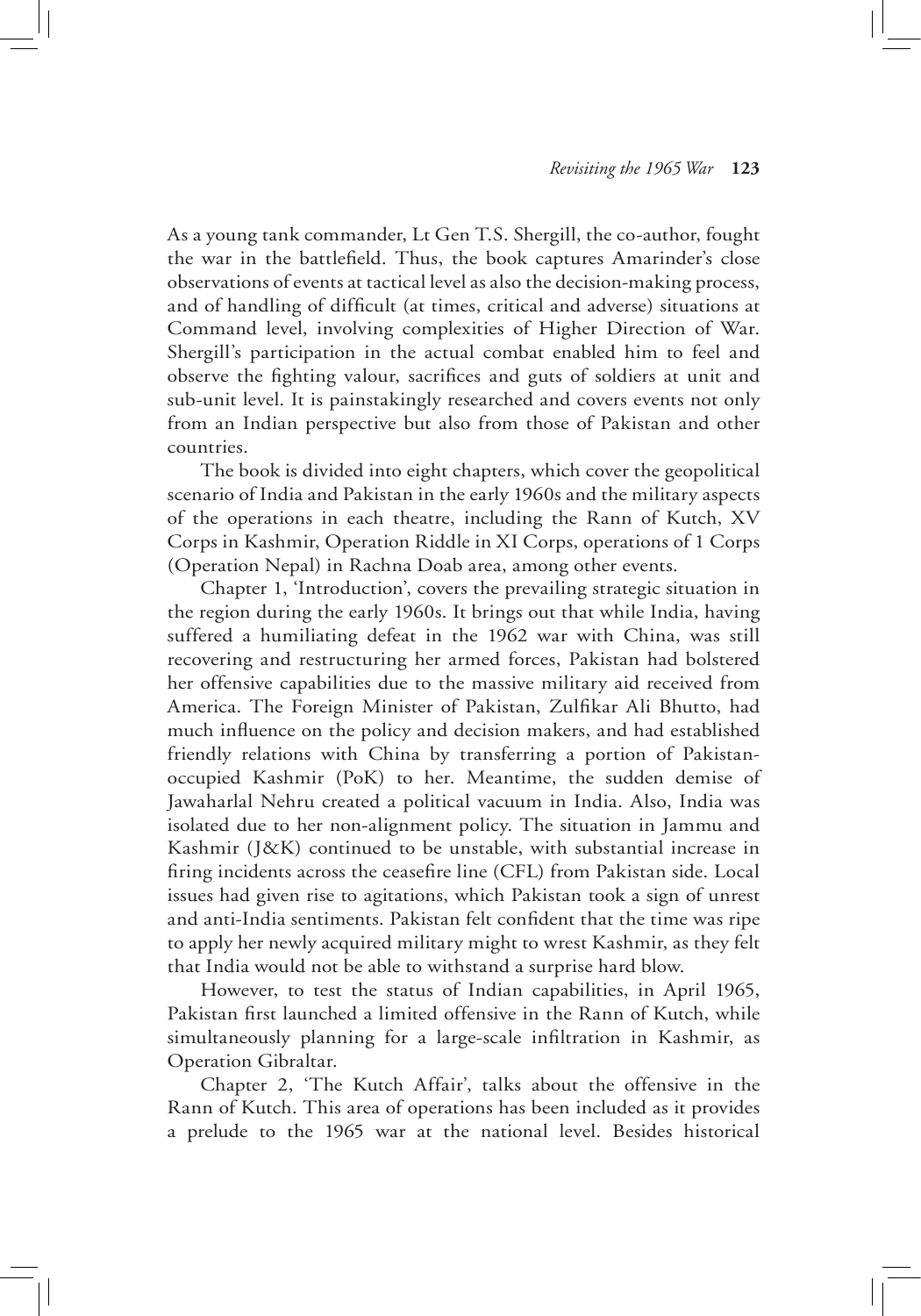As a young tank commander, Lt Gen T.S. Shergill, the co-author, fought the war in the battlefield. Thus, the book captures Amarinder's close observations of events at tactical level as also the decision-making process, and of handling of difficult (at times, critical and adverse) situations at Command level, involving complexities of Higher Direction of War. Shergill's participation in the actual combat enabled him to feel and observe the fighting valour, sacrifices and guts of soldiers at unit and sub-unit level. It is painstakingly researched and covers events not only from an Indian perspective but also from those of Pakistan and other countries.

The book is divided into eight chapters, which cover the geopolitical scenario of India and Pakistan in the early 1960s and the military aspects of the operations in each theatre, including the Rann of Kutch, XV Corps in Kashmir, Operation Riddle in XI Corps, operations of 1 Corps (Operation Nepal) in Rachna Doab area, among other events.

Chapter 1, 'Introduction', covers the prevailing strategic situation in the region during the early 1960s. It brings out that while India, having suffered a humiliating defeat in the 1962 war with China, was still recovering and restructuring her armed forces, Pakistan had bolstered her offensive capabilities due to the massive military aid received from America. The Foreign Minister of Pakistan, Zulfikar Ali Bhutto, had much influence on the policy and decision makers, and had established friendly relations with China by transferring a portion of Pakistan-occupied Kashmir (PoK) to her. Meantime, the sudden demise of Jawaharlal Nehru created a political vacuum in India. Also, India was isolated due to her non-alignment policy. The situation in Jammu and Kashmir (J&K) continued to be unstable, with substantial increase in firing incidents across the ceasefire line (CFL) from Pakistan side. Local issues had given rise to agitations, which Pakistan took a sign of unrest and anti-India sentiments. Pakistan felt confident that the time was ripe to apply her newly acquired military might to wrest Kashmir, as they felt that India would not be able to withstand a surprise hard blow.

However, to test the status of Indian capabilities, in April 1965, Pakistan first launched a limited offensive in the Rann of Kutch, while simultaneously planning for a large-scale infiltration in Kashmir, as Operation Gibraltar.

Chapter 2, 'The Kutch Affair', talks about the offensive in the Rann of Kutch. This area of operations has been included as it provides a prelude to the 1965 war at the national level. Besides historical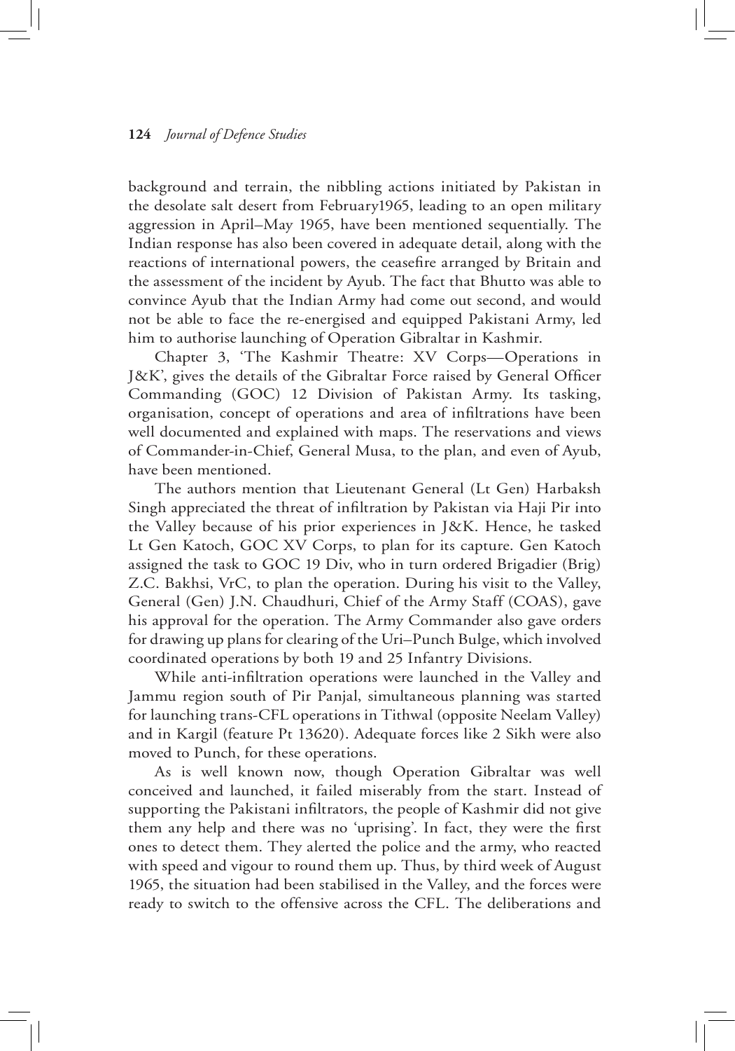background and terrain, the nibbling actions initiated by Pakistan in the desolate salt desert from February1965, leading to an open military aggression in April–May 1965, have been mentioned sequentially. The Indian response has also been covered in adequate detail, along with the reactions of international powers, the ceasefire arranged by Britain and the assessment of the incident by Ayub. The fact that Bhutto was able to convince Ayub that the Indian Army had come out second, and would not be able to face the re-energised and equipped Pakistani Army, led him to authorise launching of Operation Gibraltar in Kashmir.

Chapter 3, 'The Kashmir Theatre: XV Corps—Operations in J&K', gives the details of the Gibraltar Force raised by General Officer Commanding (GOC) 12 Division of Pakistan Army. Its tasking, organisation, concept of operations and area of infiltrations have been well documented and explained with maps. The reservations and views of Commander-in-Chief, General Musa, to the plan, and even of Ayub, have been mentioned.

The authors mention that Lieutenant General (Lt Gen) Harbaksh Singh appreciated the threat of infiltration by Pakistan via Haji Pir into the Valley because of his prior experiences in J&K. Hence, he tasked Lt Gen Katoch, GOC XV Corps, to plan for its capture. Gen Katoch assigned the task to GOC 19 Div, who in turn ordered Brigadier (Brig) Z.C. Bakhsi, VrC, to plan the operation. During his visit to the Valley, General (Gen) J.N. Chaudhuri, Chief of the Army Staff (COAS), gave his approval for the operation. The Army Commander also gave orders for drawing up plans for clearing of the Uri–Punch Bulge, which involved coordinated operations by both 19 and 25 Infantry Divisions.

While anti-infiltration operations were launched in the Valley and Jammu region south of Pir Panjal, simultaneous planning was started for launching trans-CFL operations in Tithwal (opposite Neelam Valley) and in Kargil (feature Pt 13620). Adequate forces like 2 Sikh were also moved to Punch, for these operations.

As is well known now, though Operation Gibraltar was well conceived and launched, it failed miserably from the start. Instead of supporting the Pakistani infiltrators, the people of Kashmir did not give them any help and there was no 'uprising'. In fact, they were the first ones to detect them. They alerted the police and the army, who reacted with speed and vigour to round them up. Thus, by third week of August 1965, the situation had been stabilised in the Valley, and the forces were ready to switch to the offensive across the CFL. The deliberations and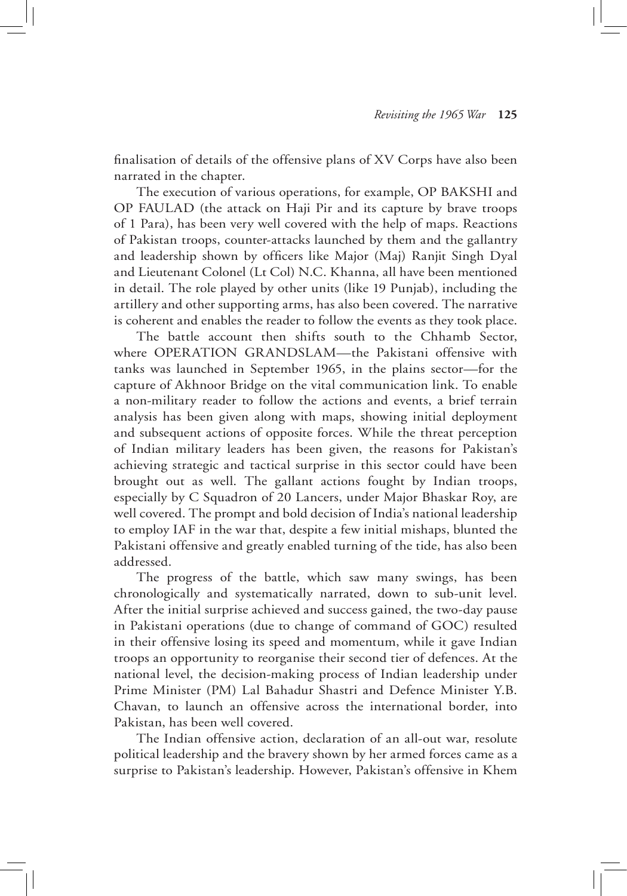finalisation of details of the offensive plans of XV Corps have also been narrated in the chapter.

The execution of various operations, for example, OP BAKSHI and OP FAULAD (the attack on Haji Pir and its capture by brave troops of 1 Para), has been very well covered with the help of maps. Reactions of Pakistan troops, counter-attacks launched by them and the gallantry and leadership shown by officers like Major (Maj) Ranjit Singh Dyal and Lieutenant Colonel (Lt Col) N.C. Khanna, all have been mentioned in detail. The role played by other units (like 19 Punjab), including the artillery and other supporting arms, has also been covered. The narrative is coherent and enables the reader to follow the events as they took place.

The battle account then shifts south to the Chhamb Sector, where OPERATION GRANDSLAM—the Pakistani offensive with tanks was launched in September 1965, in the plains sector—for the capture of Akhnoor Bridge on the vital communication link. To enable a non-military reader to follow the actions and events, a brief terrain analysis has been given along with maps, showing initial deployment and subsequent actions of opposite forces. While the threat perception of Indian military leaders has been given, the reasons for Pakistan's achieving strategic and tactical surprise in this sector could have been brought out as well. The gallant actions fought by Indian troops, especially by C Squadron of 20 Lancers, under Major Bhaskar Roy, are well covered. The prompt and bold decision of India's national leadership to employ IAF in the war that, despite a few initial mishaps, blunted the Pakistani offensive and greatly enabled turning of the tide, has also been addressed.

The progress of the battle, which saw many swings, has been chronologically and systematically narrated, down to sub-unit level. After the initial surprise achieved and success gained, the two-day pause in Pakistani operations (due to change of command of GOC) resulted in their offensive losing its speed and momentum, while it gave Indian troops an opportunity to reorganise their second tier of defences. At the national level, the decision-making process of Indian leadership under Prime Minister (PM) Lal Bahadur Shastri and Defence Minister Y.B. Chavan, to launch an offensive across the international border, into Pakistan, has been well covered.

The Indian offensive action, declaration of an all-out war, resolute political leadership and the bravery shown by her armed forces came as a surprise to Pakistan's leadership. However, Pakistan's offensive in Khem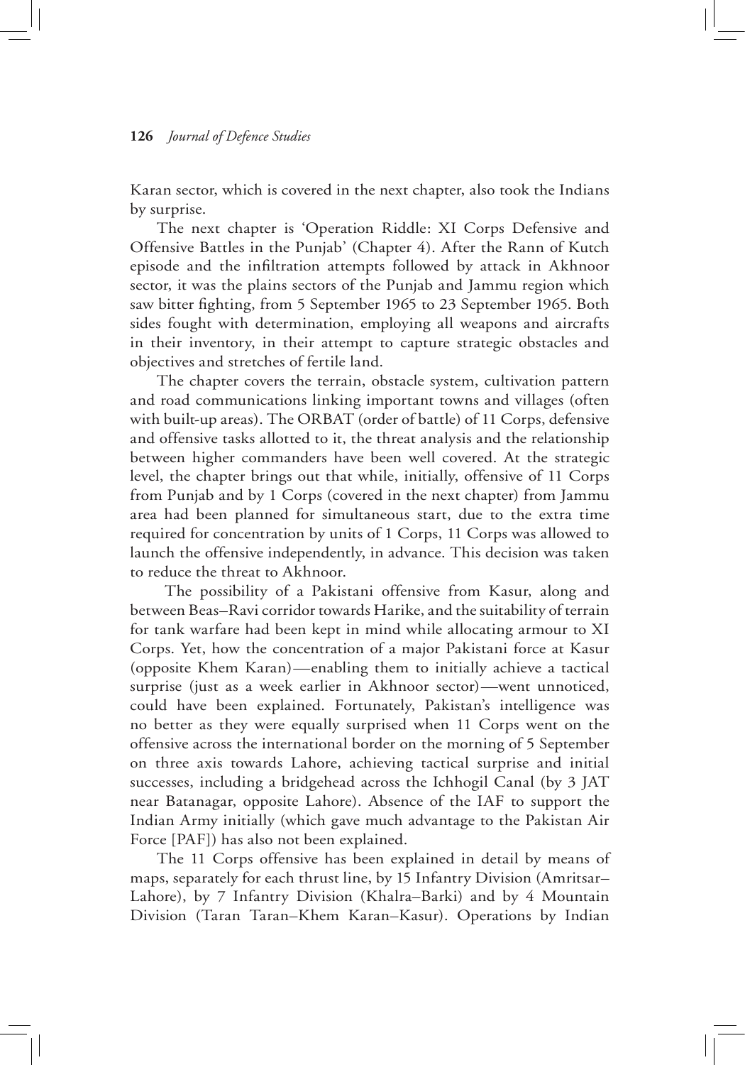Karan sector, which is covered in the next chapter, also took the Indians by surprise.

The next chapter is 'Operation Riddle: XI Corps Defensive and Offensive Battles in the Punjab' (Chapter 4). After the Rann of Kutch episode and the infiltration attempts followed by attack in Akhnoor sector, it was the plains sectors of the Punjab and Jammu region which saw bitter fighting, from 5 September 1965 to 23 September 1965. Both sides fought with determination, employing all weapons and aircrafts in their inventory, in their attempt to capture strategic obstacles and objectives and stretches of fertile land.

The chapter covers the terrain, obstacle system, cultivation pattern and road communications linking important towns and villages (often with built-up areas). The ORBAT (order of battle) of 11 Corps, defensive and offensive tasks allotted to it, the threat analysis and the relationship between higher commanders have been well covered. At the strategic level, the chapter brings out that while, initially, offensive of 11 Corps from Punjab and by 1 Corps (covered in the next chapter) from Jammu area had been planned for simultaneous start, due to the extra time required for concentration by units of 1 Corps, 11 Corps was allowed to launch the offensive independently, in advance. This decision was taken to reduce the threat to Akhnoor.

The possibility of a Pakistani offensive from Kasur, along and between Beas–Ravi corridor towards Harike, and the suitability of terrain for tank warfare had been kept in mind while allocating armour to XI Corps. Yet, how the concentration of a major Pakistani force at Kasur (opposite Khem Karan)—enabling them to initially achieve a tactical surprise (just as a week earlier in Akhnoor sector)—went unnoticed, could have been explained. Fortunately, Pakistan's intelligence was no better as they were equally surprised when 11 Corps went on the offensive across the international border on the morning of 5 September on three axis towards Lahore, achieving tactical surprise and initial successes, including a bridgehead across the Ichhogil Canal (by 3 JAT near Batanagar, opposite Lahore). Absence of the IAF to support the Indian Army initially (which gave much advantage to the Pakistan Air Force [PAF]) has also not been explained.

The 11 Corps offensive has been explained in detail by means of maps, separately for each thrust line, by 15 Infantry Division (Amritsar–Lahore), by 7 Infantry Division (Khalra–Barki) and by 4 Mountain Division (Taran Taran–Khem Karan–Kasur). Operations by Indian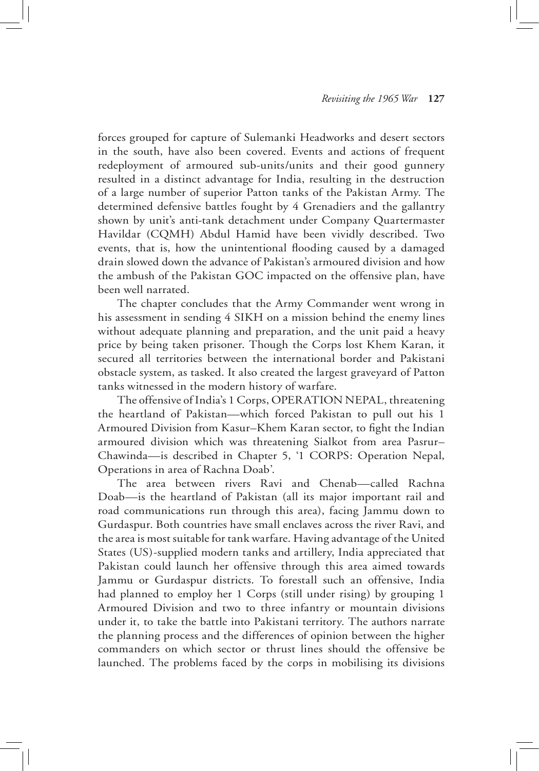forces grouped for capture of Sulemanki Headworks and desert sectors in the south, have also been covered. Events and actions of frequent redeployment of armoured sub-units/units and their good gunnery resulted in a distinct advantage for India, resulting in the destruction of a large number of superior Patton tanks of the Pakistan Army. The determined defensive battles fought by 4 Grenadiers and the gallantry shown by unit's anti-tank detachment under Company Quartermaster Havildar (CQMH) Abdul Hamid have been vividly described. Two events, that is, how the unintentional flooding caused by a damaged drain slowed down the advance of Pakistan's armoured division and how the ambush of the Pakistan GOC impacted on the offensive plan, have been well narrated.

The chapter concludes that the Army Commander went wrong in his assessment in sending 4 SIKH on a mission behind the enemy lines without adequate planning and preparation, and the unit paid a heavy price by being taken prisoner. Though the Corps lost Khem Karan, it secured all territories between the international border and Pakistani obstacle system, as tasked. It also created the largest graveyard of Patton tanks witnessed in the modern history of warfare.

The offensive of India's 1 Corps, OPERATION NEPAL, threatening the heartland of Pakistan—which forced Pakistan to pull out his 1 Armoured Division from Kasur–Khem Karan sector, to fight the Indian armoured division which was threatening Sialkot from area Pasrur–Chawinda—is described in Chapter 5, '1 CORPS: Operation Nepal, Operations in area of Rachna Doab'.

The area between rivers Ravi and Chenab—called Rachna Doab—is the heartland of Pakistan (all its major important rail and road communications run through this area), facing Jammu down to Gurdaspur. Both countries have small enclaves across the river Ravi, and the area is most suitable for tank warfare. Having advantage of the United States (US)-supplied modern tanks and artillery, India appreciated that Pakistan could launch her offensive through this area aimed towards Jammu or Gurdaspur districts. To forestall such an offensive, India had planned to employ her 1 Corps (still under rising) by grouping 1 Armoured Division and two to three infantry or mountain divisions under it, to take the battle into Pakistani territory. The authors narrate the planning process and the differences of opinion between the higher commanders on which sector or thrust lines should the offensive be launched. The problems faced by the corps in mobilising its divisions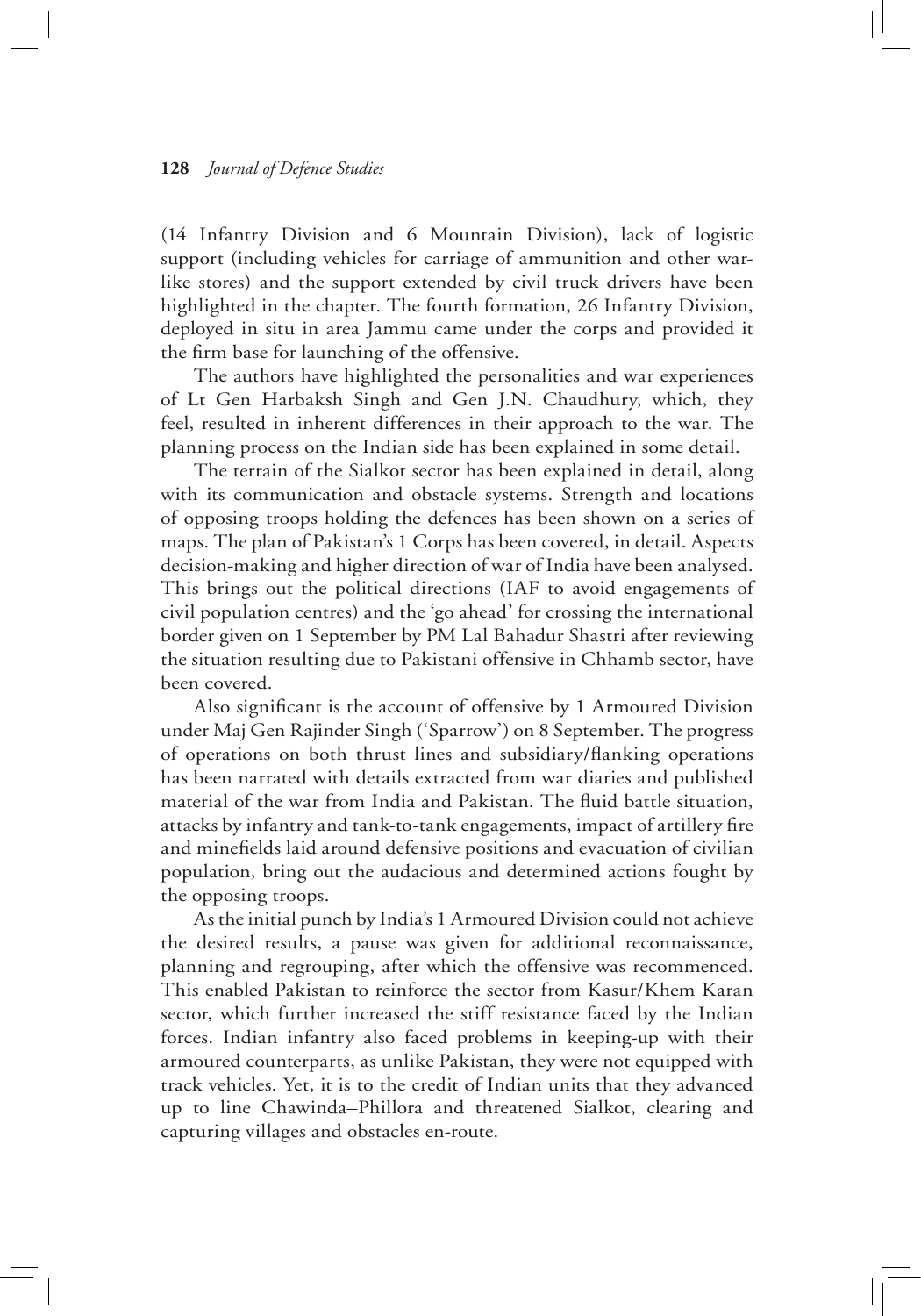(14 Infantry Division and 6 Mountain Division), lack of logistic support (including vehicles for carriage of ammunition and other war-like stores) and the support extended by civil truck drivers have been highlighted in the chapter. The fourth formation, 26 Infantry Division, deployed in situ in area Jammu came under the corps and provided it the firm base for launching of the offensive.

The authors have highlighted the personalities and war experiences of Lt Gen Harbaksh Singh and Gen J.N. Chaudhury, which, they feel, resulted in inherent differences in their approach to the war. The planning process on the Indian side has been explained in some detail.

The terrain of the Sialkot sector has been explained in detail, along with its communication and obstacle systems. Strength and locations of opposing troops holding the defences has been shown on a series of maps. The plan of Pakistan's 1 Corps has been covered, in detail. Aspects decision-making and higher direction of war of India have been analysed. This brings out the political directions (IAF to avoid engagements of civil population centres) and the 'go ahead' for crossing the international border given on 1 September by PM Lal Bahadur Shastri after reviewing the situation resulting due to Pakistani offensive in Chhamb sector, have been covered.

Also significant is the account of offensive by 1 Armoured Division under Maj Gen Rajinder Singh ('Sparrow') on 8 September. The progress of operations on both thrust lines and subsidiary/flanking operations has been narrated with details extracted from war diaries and published material of the war from India and Pakistan. The fluid battle situation, attacks by infantry and tank-to-tank engagements, impact of artillery fire and minefields laid around defensive positions and evacuation of civilian population, bring out the audacious and determined actions fought by the opposing troops.

As the initial punch by India's 1 Armoured Division could not achieve the desired results, a pause was given for additional reconnaissance, planning and regrouping, after which the offensive was recommenced. This enabled Pakistan to reinforce the sector from Kasur/Khem Karan sector, which further increased the stiff resistance faced by the Indian forces. Indian infantry also faced problems in keeping-up with their armoured counterparts, as unlike Pakistan, they were not equipped with track vehicles. Yet, it is to the credit of Indian units that they advanced up to line Chawinda–Phillora and threatened Sialkot, clearing and capturing villages and obstacles en-route.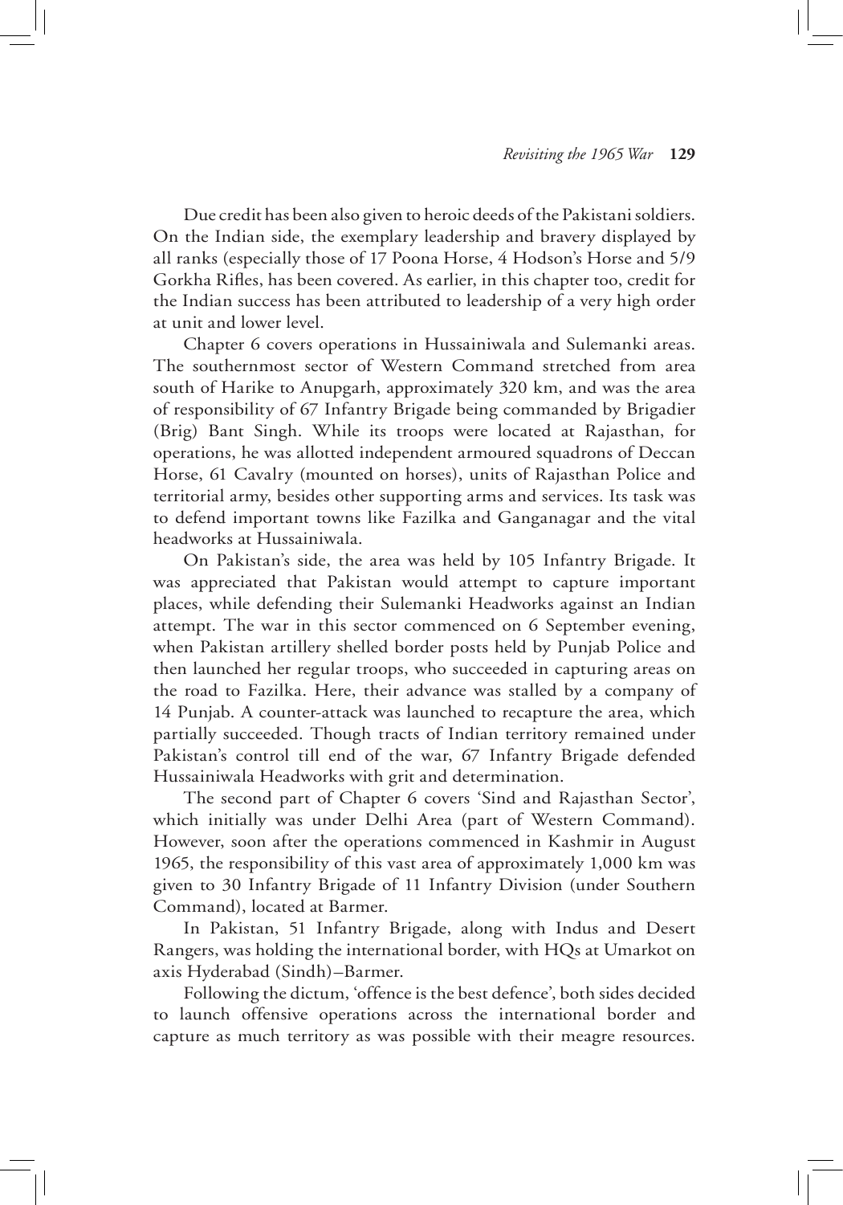Due credit has been also given to heroic deeds of the Pakistani soldiers. On the Indian side, the exemplary leadership and bravery displayed by all ranks (especially those of 17 Poona Horse, 4 Hodson's Horse and 5/9 Gorkha Rifles, has been covered. As earlier, in this chapter too, credit for the Indian success has been attributed to leadership of a very high order at unit and lower level.

Chapter 6 covers operations in Hussainiwala and Sulemanki areas. The southernmost sector of Western Command stretched from area south of Harike to Anupgarh, approximately 320 km, and was the area of responsibility of 67 Infantry Brigade being commanded by Brigadier (Brig) Bant Singh. While its troops were located at Rajasthan, for operations, he was allotted independent armoured squadrons of Deccan Horse, 61 Cavalry (mounted on horses), units of Rajasthan Police and territorial army, besides other supporting arms and services. Its task was to defend important towns like Fazilka and Ganganagar and the vital headworks at Hussainiwala.

On Pakistan's side, the area was held by 105 Infantry Brigade. It was appreciated that Pakistan would attempt to capture important places, while defending their Sulemanki Headworks against an Indian attempt. The war in this sector commenced on 6 September evening, when Pakistan artillery shelled border posts held by Punjab Police and then launched her regular troops, who succeeded in capturing areas on the road to Fazilka. Here, their advance was stalled by a company of 14 Punjab. A counter-attack was launched to recapture the area, which partially succeeded. Though tracts of Indian territory remained under Pakistan's control till end of the war, 67 Infantry Brigade defended Hussainiwala Headworks with grit and determination.

The second part of Chapter 6 covers 'Sind and Rajasthan Sector', which initially was under Delhi Area (part of Western Command). However, soon after the operations commenced in Kashmir in August 1965, the responsibility of this vast area of approximately 1,000 km was given to 30 Infantry Brigade of 11 Infantry Division (under Southern Command), located at Barmer.

In Pakistan, 51 Infantry Brigade, along with Indus and Desert Rangers, was holding the international border, with HQs at Umarkot on axis Hyderabad (Sindh)–Barmer.

Following the dictum, 'offence is the best defence', both sides decided to launch offensive operations across the international border and capture as much territory as was possible with their meagre resources.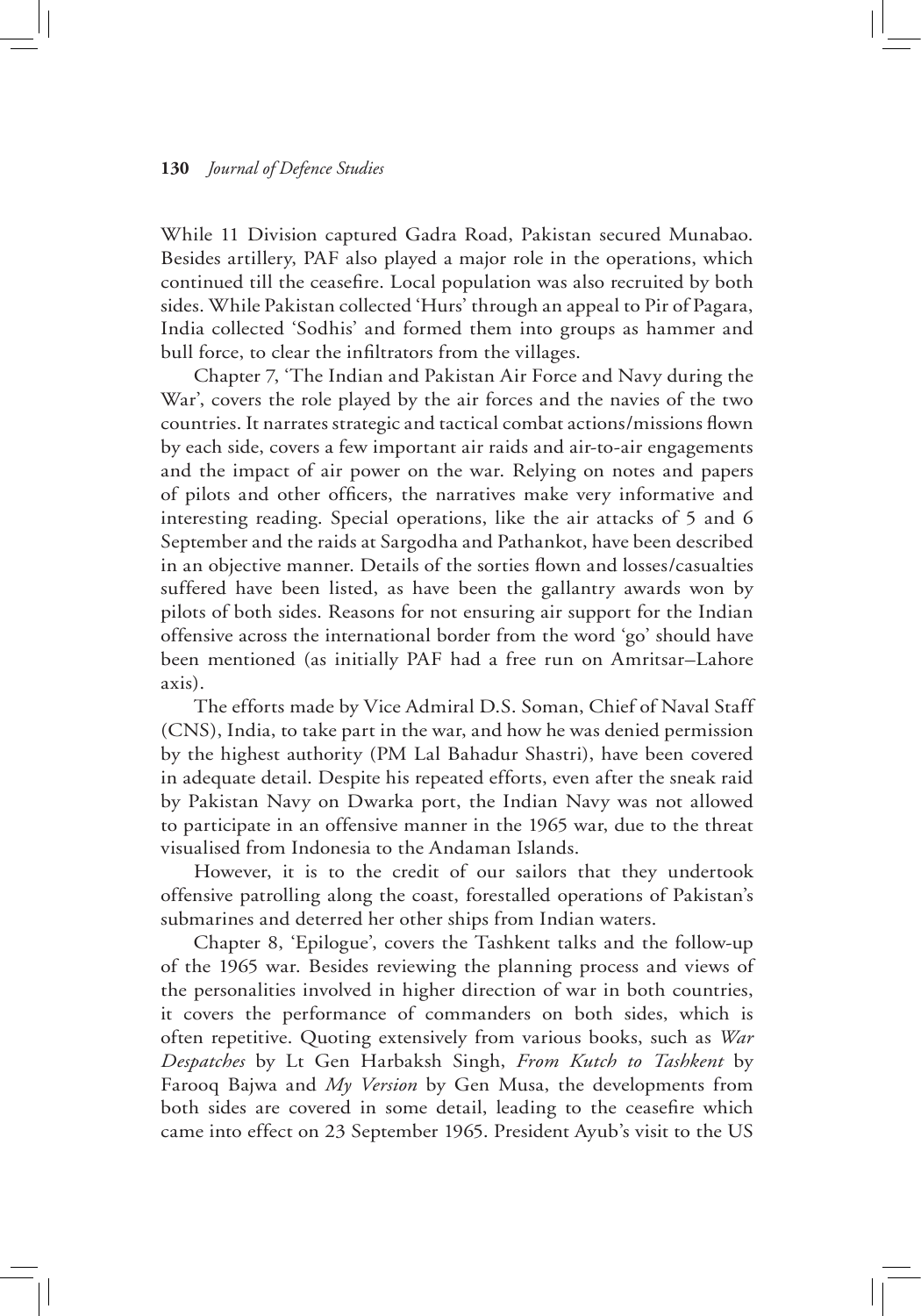While 11 Division captured Gadra Road, Pakistan secured Munabao. Besides artillery, PAF also played a major role in the operations, which continued till the ceasefire. Local population was also recruited by both sides. While Pakistan collected 'Hurs' through an appeal to Pir of Pagara, India collected 'Sodhis' and formed them into groups as hammer and bull force, to clear the infiltrators from the villages.

Chapter 7, 'The Indian and Pakistan Air Force and Navy during the War', covers the role played by the air forces and the navies of the two countries. It narrates strategic and tactical combat actions/missions flown by each side, covers a few important air raids and air-to-air engagements and the impact of air power on the war. Relying on notes and papers of pilots and other officers, the narratives make very informative and interesting reading. Special operations, like the air attacks of 5 and 6 September and the raids at Sargodha and Pathankot, have been described in an objective manner. Details of the sorties flown and losses/casualties suffered have been listed, as have been the gallantry awards won by pilots of both sides. Reasons for not ensuring air support for the Indian offensive across the international border from the word 'go' should have been mentioned (as initially PAF had a free run on Amritsar–Lahore axis).

The efforts made by Vice Admiral D.S. Soman, Chief of Naval Staff (CNS), India, to take part in the war, and how he was denied permission by the highest authority (PM Lal Bahadur Shastri), have been covered in adequate detail. Despite his repeated efforts, even after the sneak raid by Pakistan Navy on Dwarka port, the Indian Navy was not allowed to participate in an offensive manner in the 1965 war, due to the threat visualised from Indonesia to the Andaman Islands.

However, it is to the credit of our sailors that they undertook offensive patrolling along the coast, forestalled operations of Pakistan's submarines and deterred her other ships from Indian waters.

Chapter 8, 'Epilogue', covers the Tashkent talks and the follow-up of the 1965 war. Besides reviewing the planning process and views of the personalities involved in higher direction of war in both countries, it covers the performance of commanders on both sides, which is often repetitive. Quoting extensively from various books, such as *War Despatches* by Lt Gen Harbaksh Singh, *From Kutch to Tashkent* by Farooq Bajwa and *My Version* by Gen Musa, the developments from both sides are covered in some detail, leading to the ceasefire which came into effect on 23 September 1965. President Ayub's visit to the US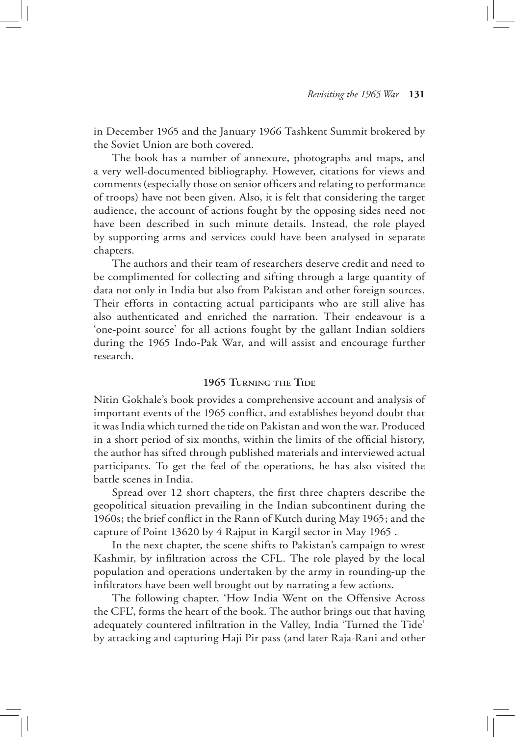in December 1965 and the January 1966 Tashkent Summit brokered by the Soviet Union are both covered.

The book has a number of annexure, photographs and maps, and a very well-documented bibliography. However, citations for views and comments (especially those on senior officers and relating to performance of troops) have not been given. Also, it is felt that considering the target audience, the account of actions fought by the opposing sides need not have been described in such minute details. Instead, the role played by supporting arms and services could have been analysed in separate chapters.

The authors and their team of researchers deserve credit and need to be complimented for collecting and sifting through a large quantity of data not only in India but also from Pakistan and other foreign sources. Their efforts in contacting actual participants who are still alive has also authenticated and enriched the narration. Their endeavour is a 'one-point source' for all actions fought by the gallant Indian soldiers during the 1965 Indo-Pak War, and will assist and encourage further research.

## 1965 Turning the Tide

Nitin Gokhale's book provides a comprehensive account and analysis of important events of the 1965 conflict, and establishes beyond doubt that it was India which turned the tide on Pakistan and won the war. Produced in a short period of six months, within the limits of the official history, the author has sifted through published materials and interviewed actual participants. To get the feel of the operations, he has also visited the battle scenes in India.

Spread over 12 short chapters, the first three chapters describe the geopolitical situation prevailing in the Indian subcontinent during the 1960s; the brief conflict in the Rann of Kutch during May 1965; and the capture of Point 13620 by 4 Rajput in Kargil sector in May 1965 .

In the next chapter, the scene shifts to Pakistan's campaign to wrest Kashmir, by infiltration across the CFL. The role played by the local population and operations undertaken by the army in rounding-up the infiltrators have been well brought out by narrating a few actions.

The following chapter, 'How India Went on the Offensive Across the CFL', forms the heart of the book. The author brings out that having adequately countered infiltration in the Valley, India 'Turned the Tide' by attacking and capturing Haji Pir pass (and later Raja-Rani and other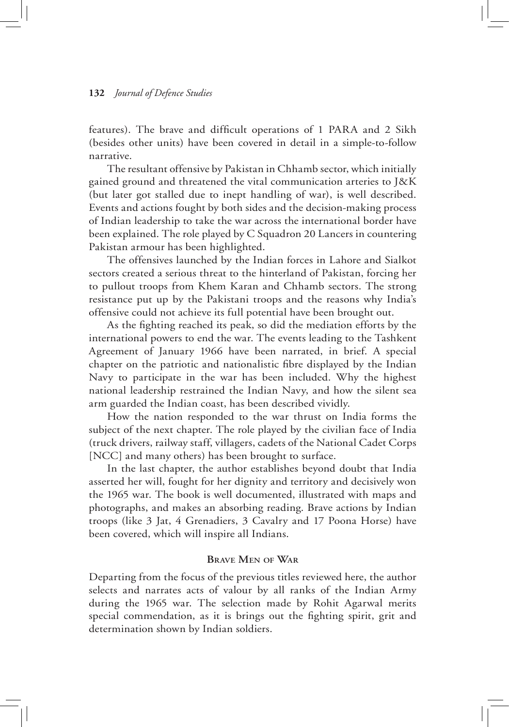features). The brave and difficult operations of 1 PARA and 2 Sikh (besides other units) have been covered in detail in a simple-to-follow narrative.

The resultant offensive by Pakistan in Chhamb sector, which initially gained ground and threatened the vital communication arteries to J&K (but later got stalled due to inept handling of war), is well described. Events and actions fought by both sides and the decision-making process of Indian leadership to take the war across the international border have been explained. The role played by C Squadron 20 Lancers in countering Pakistan armour has been highlighted.

The offensives launched by the Indian forces in Lahore and Sialkot sectors created a serious threat to the hinterland of Pakistan, forcing her to pullout troops from Khem Karan and Chhamb sectors. The strong resistance put up by the Pakistani troops and the reasons why India's offensive could not achieve its full potential have been brought out.

As the fighting reached its peak, so did the mediation efforts by the international powers to end the war. The events leading to the Tashkent Agreement of January 1966 have been narrated, in brief. A special chapter on the patriotic and nationalistic fibre displayed by the Indian Navy to participate in the war has been included. Why the highest national leadership restrained the Indian Navy, and how the silent sea arm guarded the Indian coast, has been described vividly.

How the nation responded to the war thrust on India forms the subject of the next chapter. The role played by the civilian face of India (truck drivers, railway staff, villagers, cadets of the National Cadet Corps [NCC] and many others) has been brought to surface.

In the last chapter, the author establishes beyond doubt that India asserted her will, fought for her dignity and territory and decisively won the 1965 war. The book is well documented, illustrated with maps and photographs, and makes an absorbing reading. Brave actions by Indian troops (like 3 Jat, 4 Grenadiers, 3 Cavalry and 17 Poona Horse) have been covered, which will inspire all Indians.

## Brave Men of War

Departing from the focus of the previous titles reviewed here, the author selects and narrates acts of valour by all ranks of the Indian Army during the 1965 war. The selection made by Rohit Agarwal merits special commendation, as it is brings out the fighting spirit, grit and determination shown by Indian soldiers.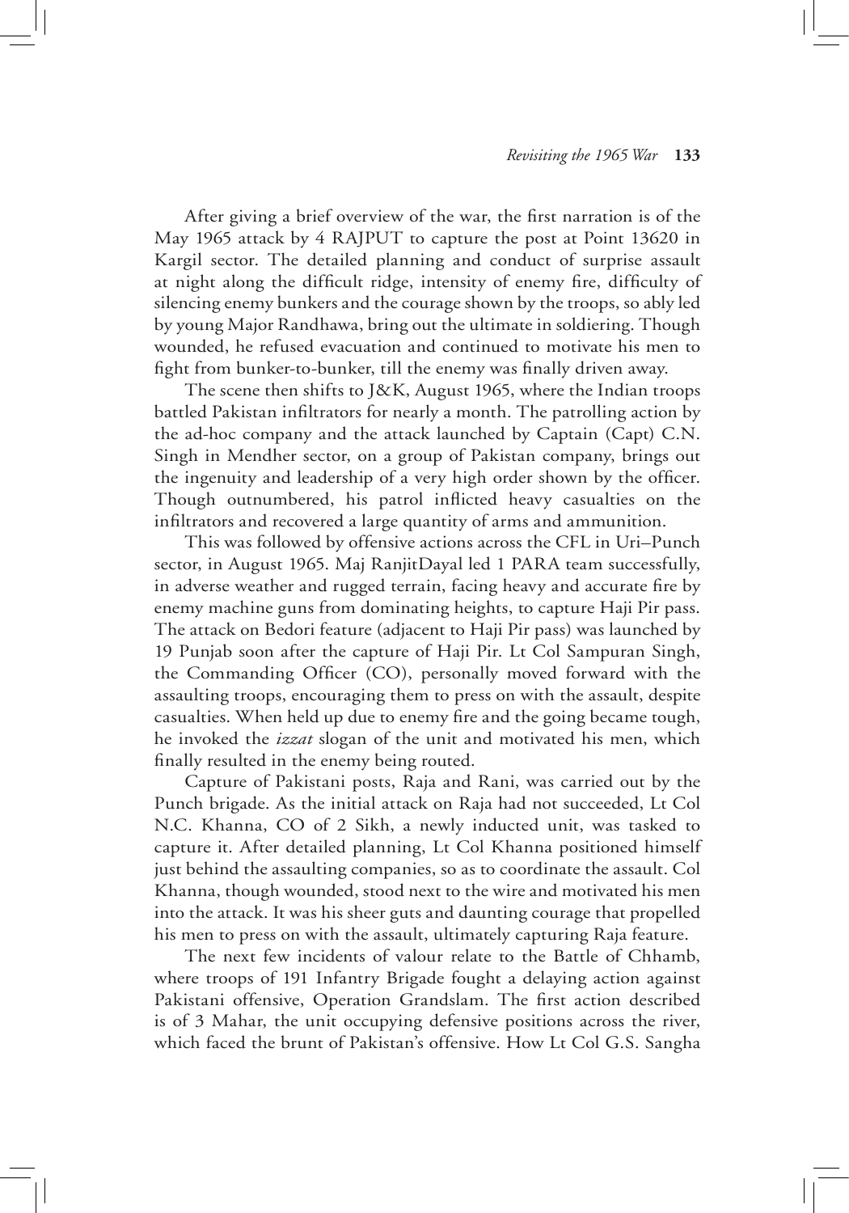After giving a brief overview of the war, the first narration is of the May 1965 attack by 4 RAJPUT to capture the post at Point 13620 in Kargil sector. The detailed planning and conduct of surprise assault at night along the difficult ridge, intensity of enemy fire, difficulty of silencing enemy bunkers and the courage shown by the troops, so ably led by young Major Randhawa, bring out the ultimate in soldiering. Though wounded, he refused evacuation and continued to motivate his men to fight from bunker-to-bunker, till the enemy was finally driven away.

The scene then shifts to J&K, August 1965, where the Indian troops battled Pakistan infiltrators for nearly a month. The patrolling action by the ad-hoc company and the attack launched by Captain (Capt) C.N. Singh in Mendher sector, on a group of Pakistan company, brings out the ingenuity and leadership of a very high order shown by the officer. Though outnumbered, his patrol inflicted heavy casualties on the infiltrators and recovered a large quantity of arms and ammunition.

This was followed by offensive actions across the CFL in Uri–Punch sector, in August 1965. Maj RanjitDayal led 1 PARA team successfully, in adverse weather and rugged terrain, facing heavy and accurate fire by enemy machine guns from dominating heights, to capture Haji Pir pass. The attack on Bedori feature (adjacent to Haji Pir pass) was launched by 19 Punjab soon after the capture of Haji Pir. Lt Col Sampuran Singh, the Commanding Officer (CO), personally moved forward with the assaulting troops, encouraging them to press on with the assault, despite casualties. When held up due to enemy fire and the going became tough, he invoked the *izzat* slogan of the unit and motivated his men, which finally resulted in the enemy being routed.

Capture of Pakistani posts, Raja and Rani, was carried out by the Punch brigade. As the initial attack on Raja had not succeeded, Lt Col N.C. Khanna, CO of 2 Sikh, a newly inducted unit, was tasked to capture it. After detailed planning, Lt Col Khanna positioned himself just behind the assaulting companies, so as to coordinate the assault. Col Khanna, though wounded, stood next to the wire and motivated his men into the attack. It was his sheer guts and daunting courage that propelled his men to press on with the assault, ultimately capturing Raja feature.

The next few incidents of valour relate to the Battle of Chhamb, where troops of 191 Infantry Brigade fought a delaying action against Pakistani offensive, Operation Grandslam. The first action described is of 3 Mahar, the unit occupying defensive positions across the river, which faced the brunt of Pakistan's offensive. How Lt Col G.S. Sangha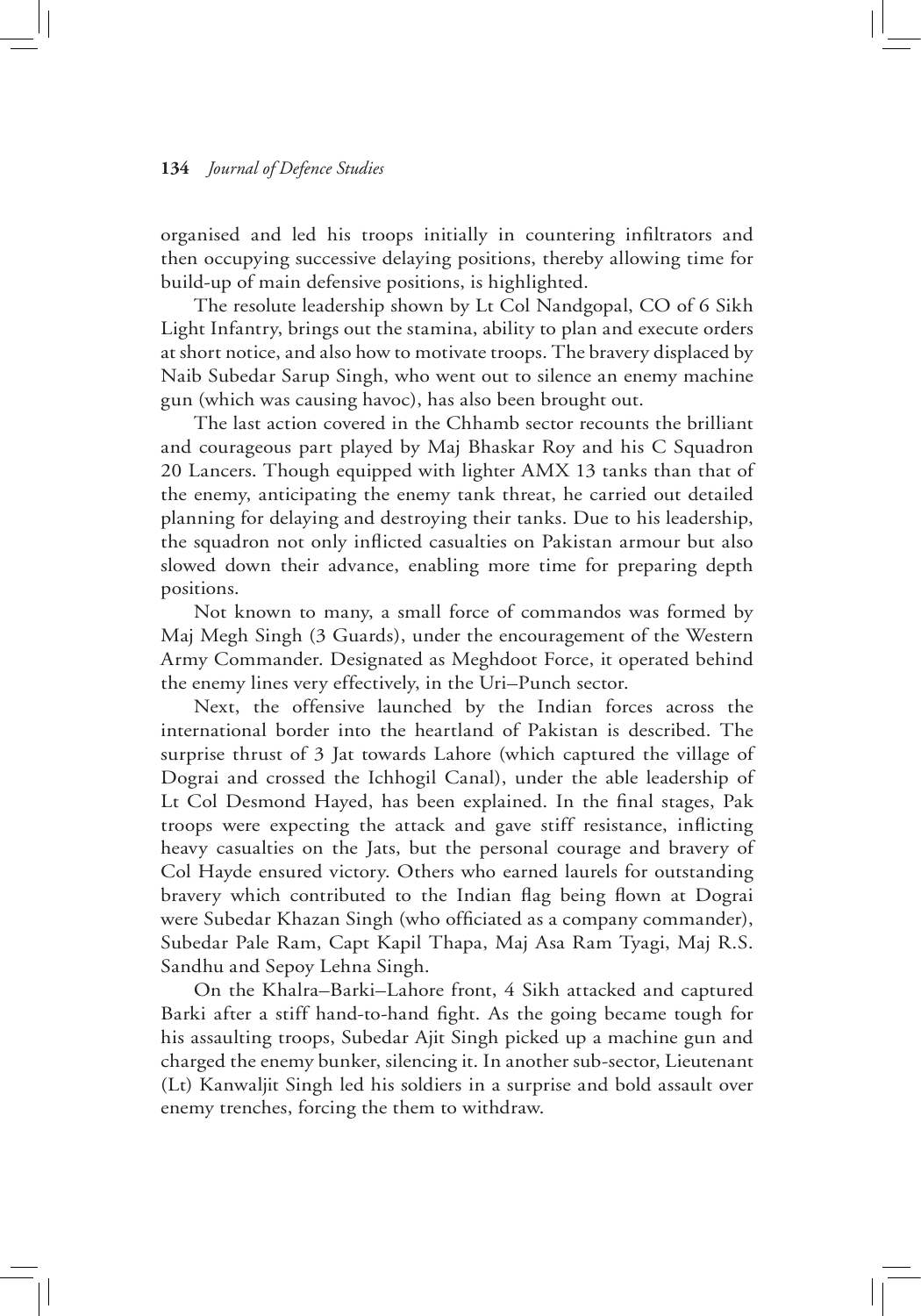organised and led his troops initially in countering infiltrators and then occupying successive delaying positions, thereby allowing time for build-up of main defensive positions, is highlighted.

The resolute leadership shown by Lt Col Nandgopal, CO of 6 Sikh Light Infantry, brings out the stamina, ability to plan and execute orders at short notice, and also how to motivate troops. The bravery displaced by Naib Subedar Sarup Singh, who went out to silence an enemy machine gun (which was causing havoc), has also been brought out.

The last action covered in the Chhamb sector recounts the brilliant and courageous part played by Maj Bhaskar Roy and his C Squadron 20 Lancers. Though equipped with lighter AMX 13 tanks than that of the enemy, anticipating the enemy tank threat, he carried out detailed planning for delaying and destroying their tanks. Due to his leadership, the squadron not only inflicted casualties on Pakistan armour but also slowed down their advance, enabling more time for preparing depth positions.

Not known to many, a small force of commandos was formed by Maj Megh Singh (3 Guards), under the encouragement of the Western Army Commander. Designated as Meghdoot Force, it operated behind the enemy lines very effectively, in the Uri–Punch sector.

Next, the offensive launched by the Indian forces across the international border into the heartland of Pakistan is described. The surprise thrust of 3 Jat towards Lahore (which captured the village of Dograi and crossed the Ichhogil Canal), under the able leadership of Lt Col Desmond Hayed, has been explained. In the final stages, Pak troops were expecting the attack and gave stiff resistance, inflicting heavy casualties on the Jats, but the personal courage and bravery of Col Hayde ensured victory. Others who earned laurels for outstanding bravery which contributed to the Indian flag being flown at Dograi were Subedar Khazan Singh (who officiated as a company commander), Subedar Pale Ram, Capt Kapil Thapa, Maj Asa Ram Tyagi, Maj R.S. Sandhu and Sepoy Lehna Singh.

On the Khalra–Barki–Lahore front, 4 Sikh attacked and captured Barki after a stiff hand-to-hand fight. As the going became tough for his assaulting troops, Subedar Ajit Singh picked up a machine gun and charged the enemy bunker, silencing it. In another sub-sector, Lieutenant (Lt) Kanwaljit Singh led his soldiers in a surprise and bold assault over enemy trenches, forcing the them to withdraw.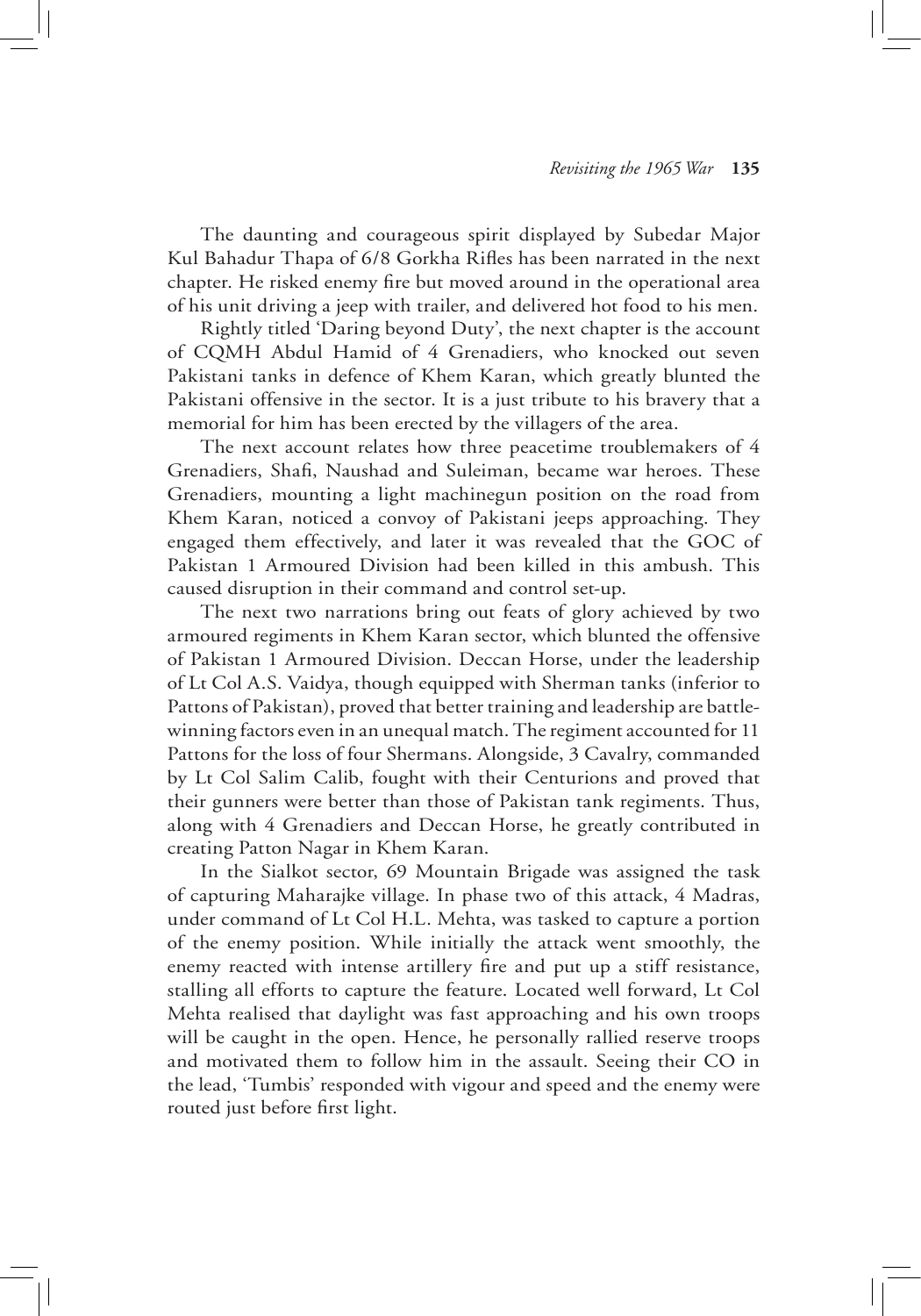The daunting and courageous spirit displayed by Subedar Major Kul Bahadur Thapa of 6/8 Gorkha Rifles has been narrated in the next chapter. He risked enemy fire but moved around in the operational area of his unit driving a jeep with trailer, and delivered hot food to his men.

Rightly titled 'Daring beyond Duty', the next chapter is the account of CQMH Abdul Hamid of 4 Grenadiers, who knocked out seven Pakistani tanks in defence of Khem Karan, which greatly blunted the Pakistani offensive in the sector. It is a just tribute to his bravery that a memorial for him has been erected by the villagers of the area.

The next account relates how three peacetime troublemakers of 4 Grenadiers, Shafi, Naushad and Suleiman, became war heroes. These Grenadiers, mounting a light machinegun position on the road from Khem Karan, noticed a convoy of Pakistani jeeps approaching. They engaged them effectively, and later it was revealed that the GOC of Pakistan 1 Armoured Division had been killed in this ambush. This caused disruption in their command and control set-up.

The next two narrations bring out feats of glory achieved by two armoured regiments in Khem Karan sector, which blunted the offensive of Pakistan 1 Armoured Division. Deccan Horse, under the leadership of Lt Col A.S. Vaidya, though equipped with Sherman tanks (inferior to Pattons of Pakistan), proved that better training and leadership are battle-winning factors even in an unequal match. The regiment accounted for 11 Pattons for the loss of four Shermans. Alongside, 3 Cavalry, commanded by Lt Col Salim Calib, fought with their Centurions and proved that their gunners were better than those of Pakistan tank regiments. Thus, along with 4 Grenadiers and Deccan Horse, he greatly contributed in creating Patton Nagar in Khem Karan.

In the Sialkot sector, 69 Mountain Brigade was assigned the task of capturing Maharajke village. In phase two of this attack, 4 Madras, under command of Lt Col H.L. Mehta, was tasked to capture a portion of the enemy position. While initially the attack went smoothly, the enemy reacted with intense artillery fire and put up a stiff resistance, stalling all efforts to capture the feature. Located well forward, Lt Col Mehta realised that daylight was fast approaching and his own troops will be caught in the open. Hence, he personally rallied reserve troops and motivated them to follow him in the assault. Seeing their CO in the lead, 'Tumbis' responded with vigour and speed and the enemy were routed just before first light.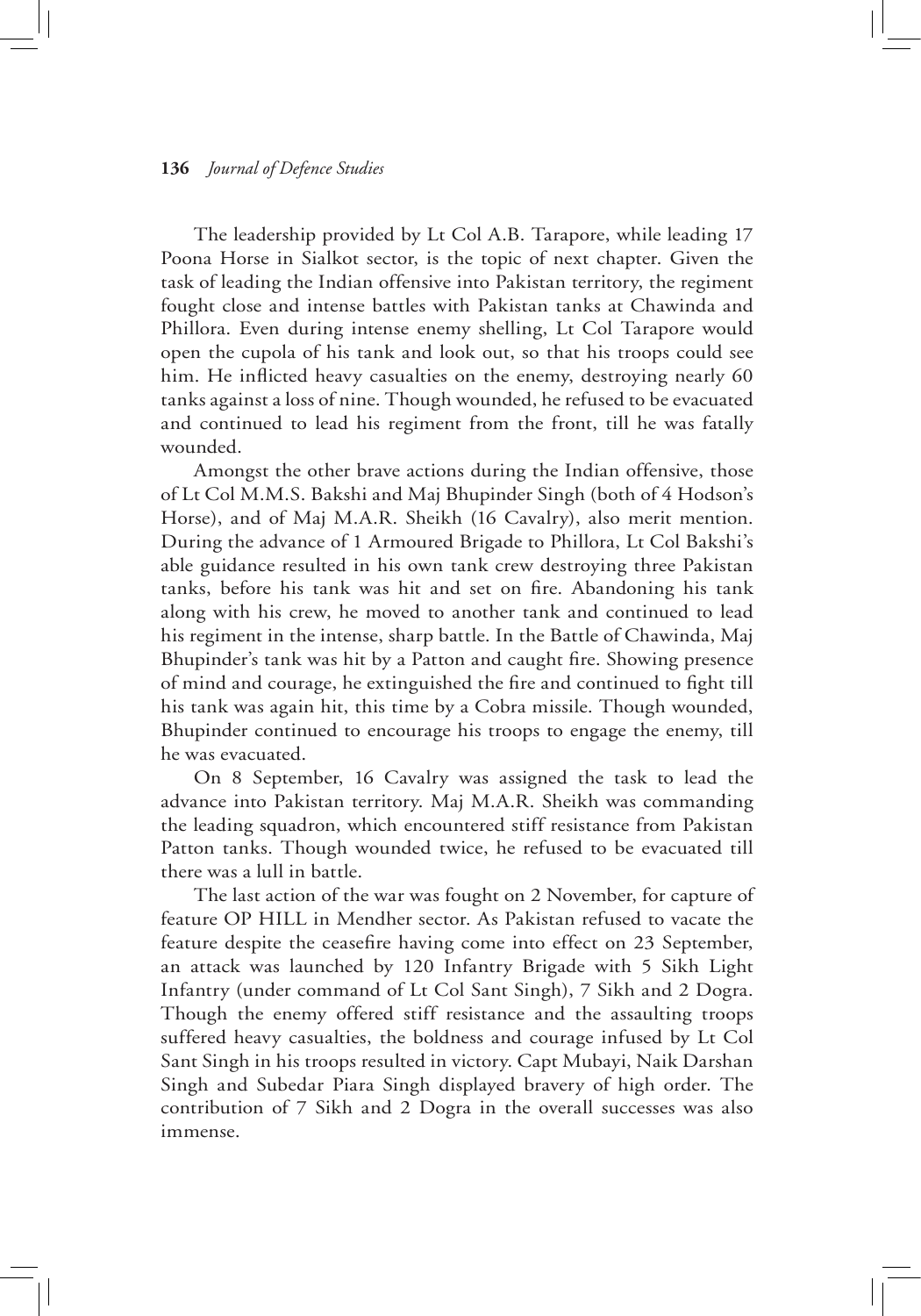The leadership provided by Lt Col A.B. Tarapore, while leading 17 Poona Horse in Sialkot sector, is the topic of next chapter. Given the task of leading the Indian offensive into Pakistan territory, the regiment fought close and intense battles with Pakistan tanks at Chawinda and Phillora. Even during intense enemy shelling, Lt Col Tarapore would open the cupola of his tank and look out, so that his troops could see him. He inflicted heavy casualties on the enemy, destroying nearly 60 tanks against a loss of nine. Though wounded, he refused to be evacuated and continued to lead his regiment from the front, till he was fatally wounded.

Amongst the other brave actions during the Indian offensive, those of Lt Col M.M.S. Bakshi and Maj Bhupinder Singh (both of 4 Hodson's Horse), and of Maj M.A.R. Sheikh (16 Cavalry), also merit mention. During the advance of 1 Armoured Brigade to Phillora, Lt Col Bakshi's able guidance resulted in his own tank crew destroying three Pakistan tanks, before his tank was hit and set on fire. Abandoning his tank along with his crew, he moved to another tank and continued to lead his regiment in the intense, sharp battle. In the Battle of Chawinda, Maj Bhupinder's tank was hit by a Patton and caught fire. Showing presence of mind and courage, he extinguished the fire and continued to fight till his tank was again hit, this time by a Cobra missile. Though wounded, Bhupinder continued to encourage his troops to engage the enemy, till he was evacuated.

On 8 September, 16 Cavalry was assigned the task to lead the advance into Pakistan territory. Maj M.A.R. Sheikh was commanding the leading squadron, which encountered stiff resistance from Pakistan Patton tanks. Though wounded twice, he refused to be evacuated till there was a lull in battle.

The last action of the war was fought on 2 November, for capture of feature OP HILL in Mendher sector. As Pakistan refused to vacate the feature despite the ceasefire having come into effect on 23 September, an attack was launched by 120 Infantry Brigade with 5 Sikh Light Infantry (under command of Lt Col Sant Singh), 7 Sikh and 2 Dogra. Though the enemy offered stiff resistance and the assaulting troops suffered heavy casualties, the boldness and courage infused by Lt Col Sant Singh in his troops resulted in victory. Capt Mubayi, Naik Darshan Singh and Subedar Piara Singh displayed bravery of high order. The contribution of 7 Sikh and 2 Dogra in the overall successes was also immense.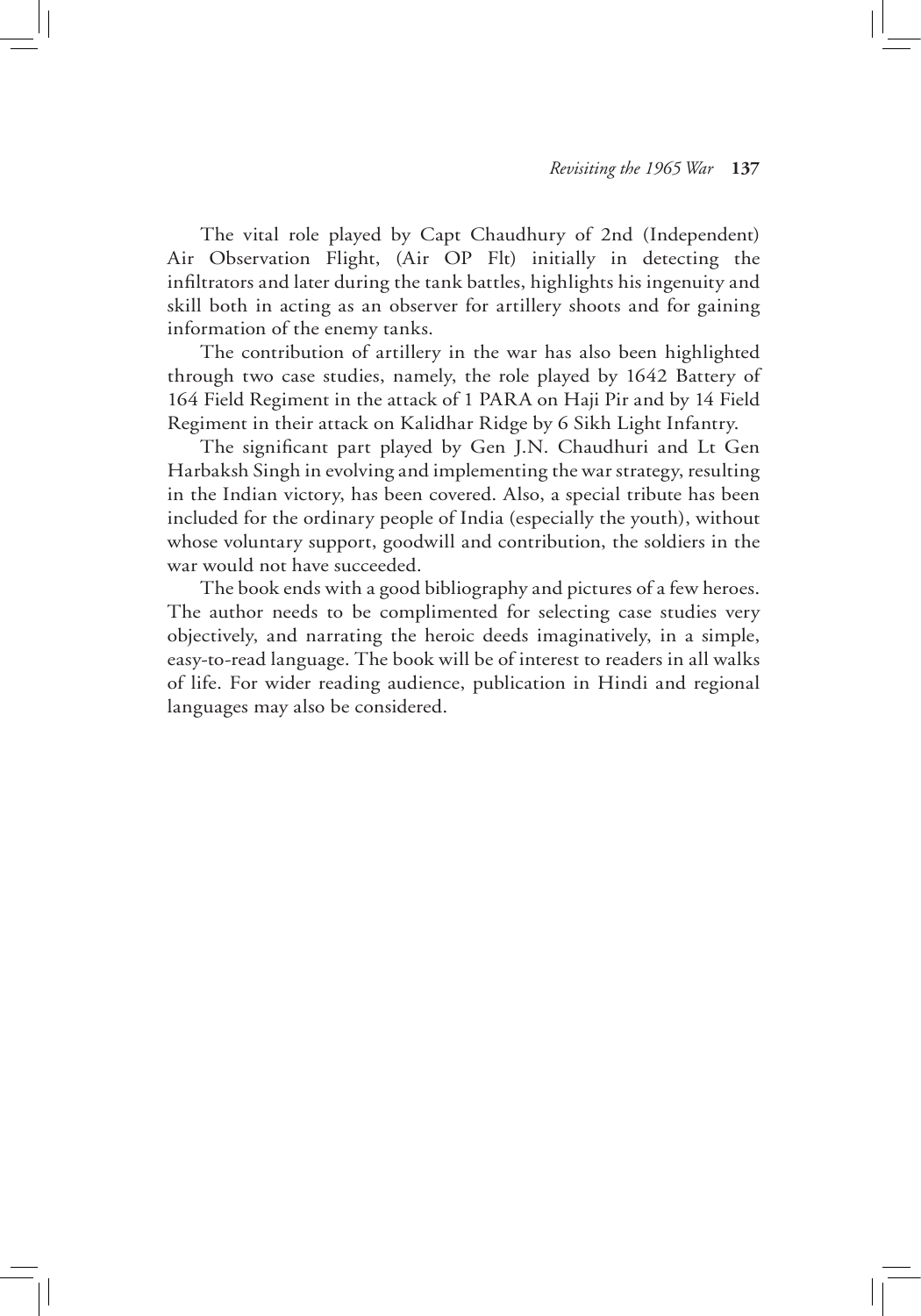The vital role played by Capt Chaudhury of 2nd (Independent) Air Observation Flight, (Air OP Flt) initially in detecting the infiltrators and later during the tank battles, highlights his ingenuity and skill both in acting as an observer for artillery shoots and for gaining information of the enemy tanks.

The contribution of artillery in the war has also been highlighted through two case studies, namely, the role played by 1642 Battery of 164 Field Regiment in the attack of 1 PARA on Haji Pir and by 14 Field Regiment in their attack on Kalidhar Ridge by 6 Sikh Light Infantry.

The significant part played by Gen J.N. Chaudhuri and Lt Gen Harbaksh Singh in evolving and implementing the war strategy, resulting in the Indian victory, has been covered. Also, a special tribute has been included for the ordinary people of India (especially the youth), without whose voluntary support, goodwill and contribution, the soldiers in the war would not have succeeded.

The book ends with a good bibliography and pictures of a few heroes. The author needs to be complimented for selecting case studies very objectively, and narrating the heroic deeds imaginatively, in a simple, easy-to-read language. The book will be of interest to readers in all walks of life. For wider reading audience, publication in Hindi and regional languages may also be considered.